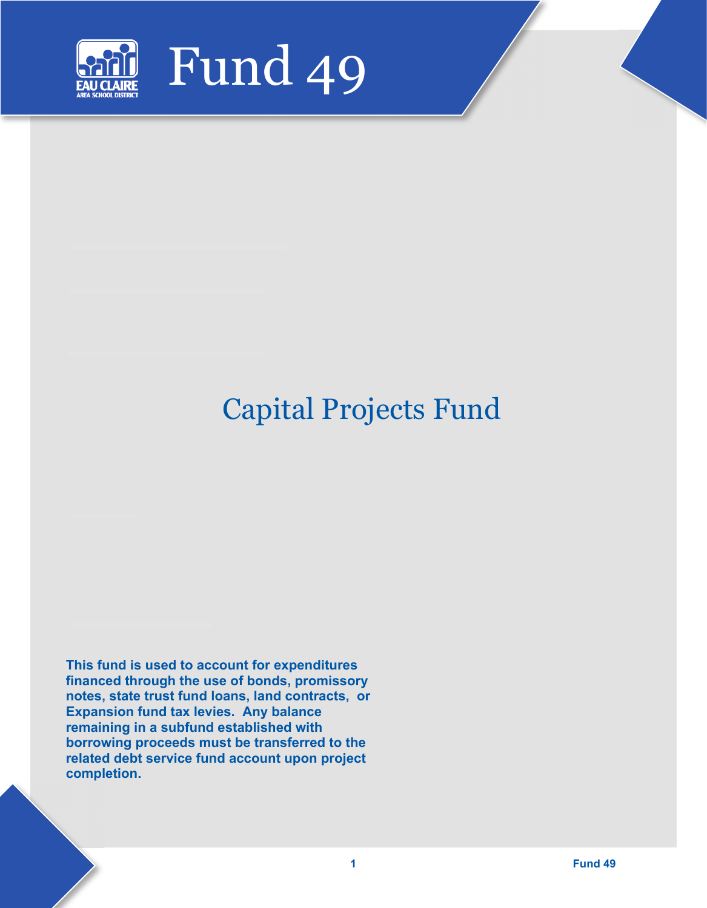# Fund 49

## Capital Projects Fund

**This fund is used to account for expenditures financed through the use of bonds, promissory notes, state trust fund loans, land contracts, or Expansion fund tax levies. Any balance remaining in a subfund established with borrowing proceeds must be transferred to the related debt service fund account upon project completion.**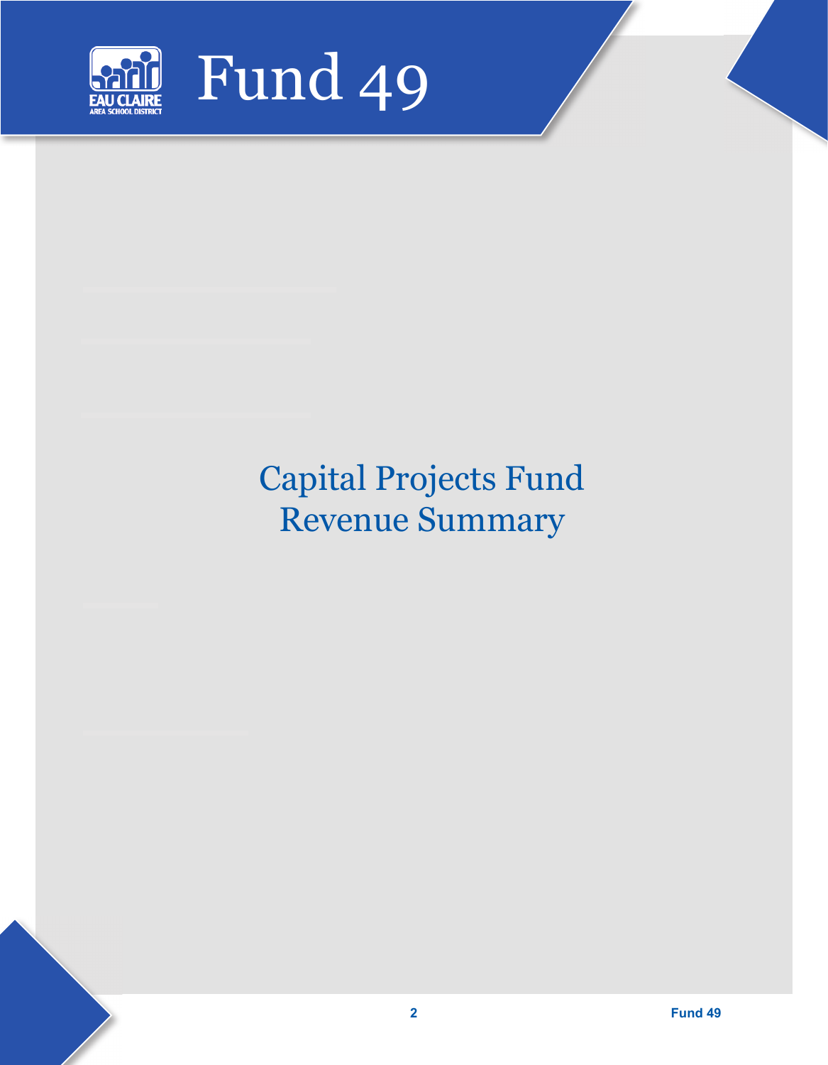# Fund 49

## Capital Projects Fund Revenue Summary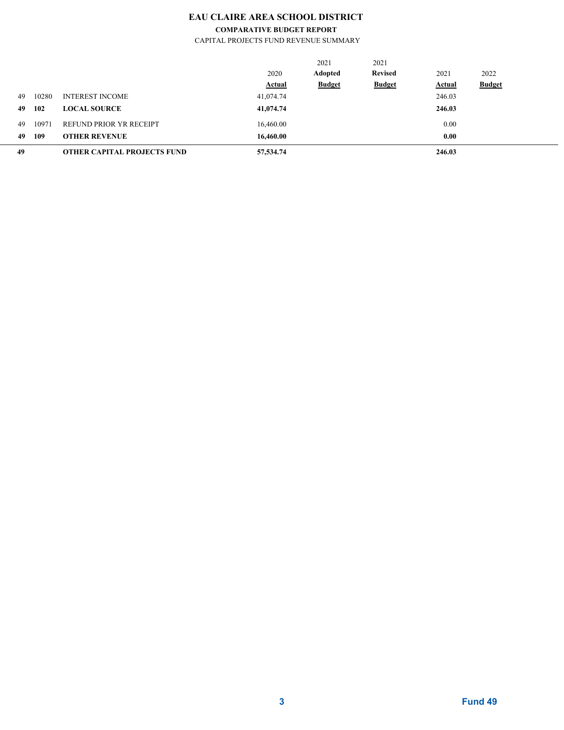# EAU CLAIRE AREA SCHOOL DISTRICT

**COMPARATIVE BUDGET REPORT**

CAPITAL PROJECTS FUND REVENUE SUMMARY

| | | | 2020 Actual | 2021 Adopted Budget | 2021 Revised Budget | 2021 Actual | 2022 Budget |
|---|---|---|---|---|---|---|---|
| 49 | 10280 | INTEREST INCOME | 41,074.74 | | | 246.03 | |
| **49** | **102** | **LOCAL SOURCE** | **41,074.74** | | | **246.03** | |
| 49 | 10971 | REFUND PRIOR YR RECEIPT | 16,460.00 | | | 0.00 | |
| **49** | **109** | **OTHER REVENUE** | **16,460.00** | | | **0.00** | |
| **49** | | **OTHER CAPITAL PROJECTS FUND** | **57,534.74** | | | **246.03** | |

**Fund 49**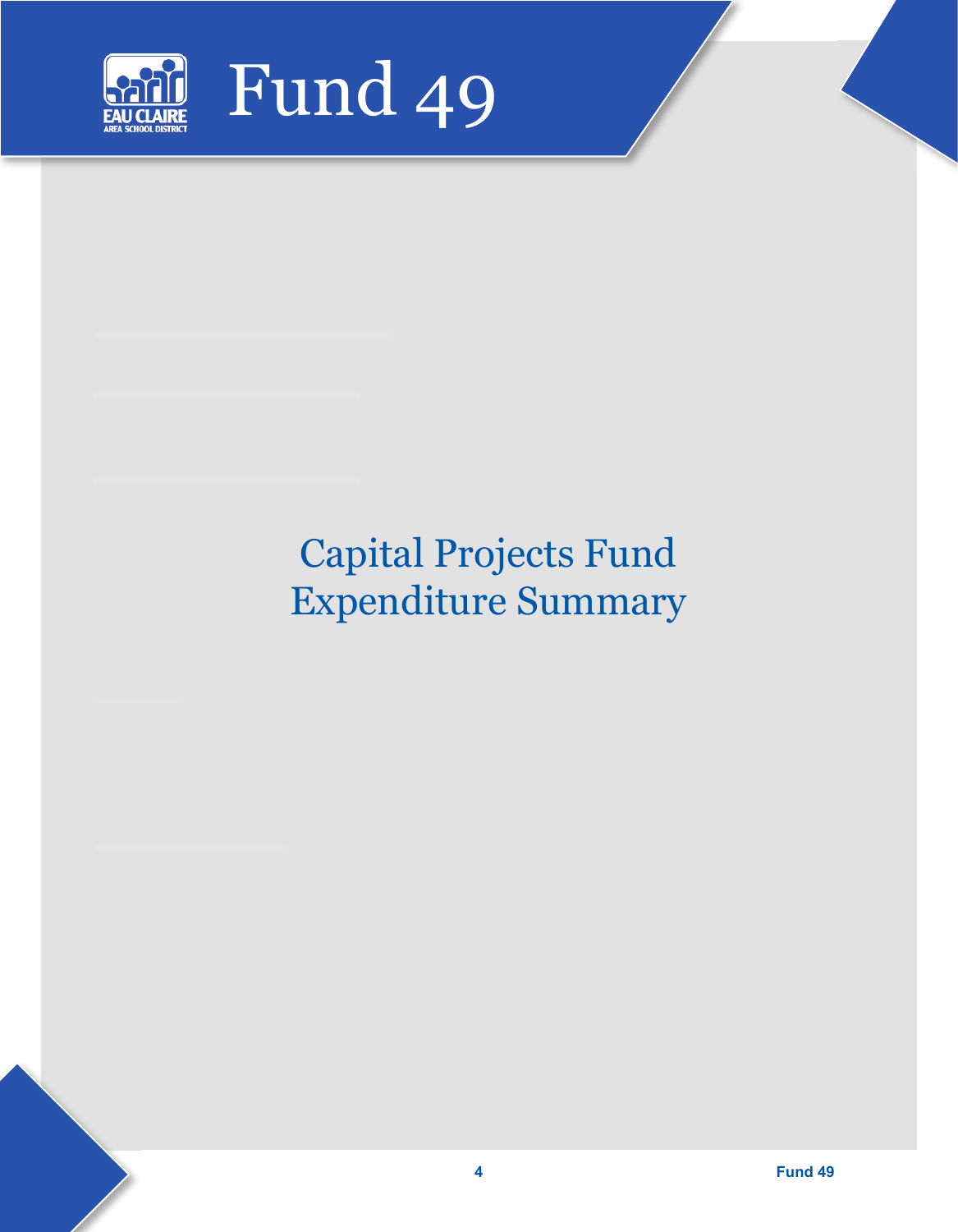# Fund 49

## Capital Projects Fund Expenditure Summary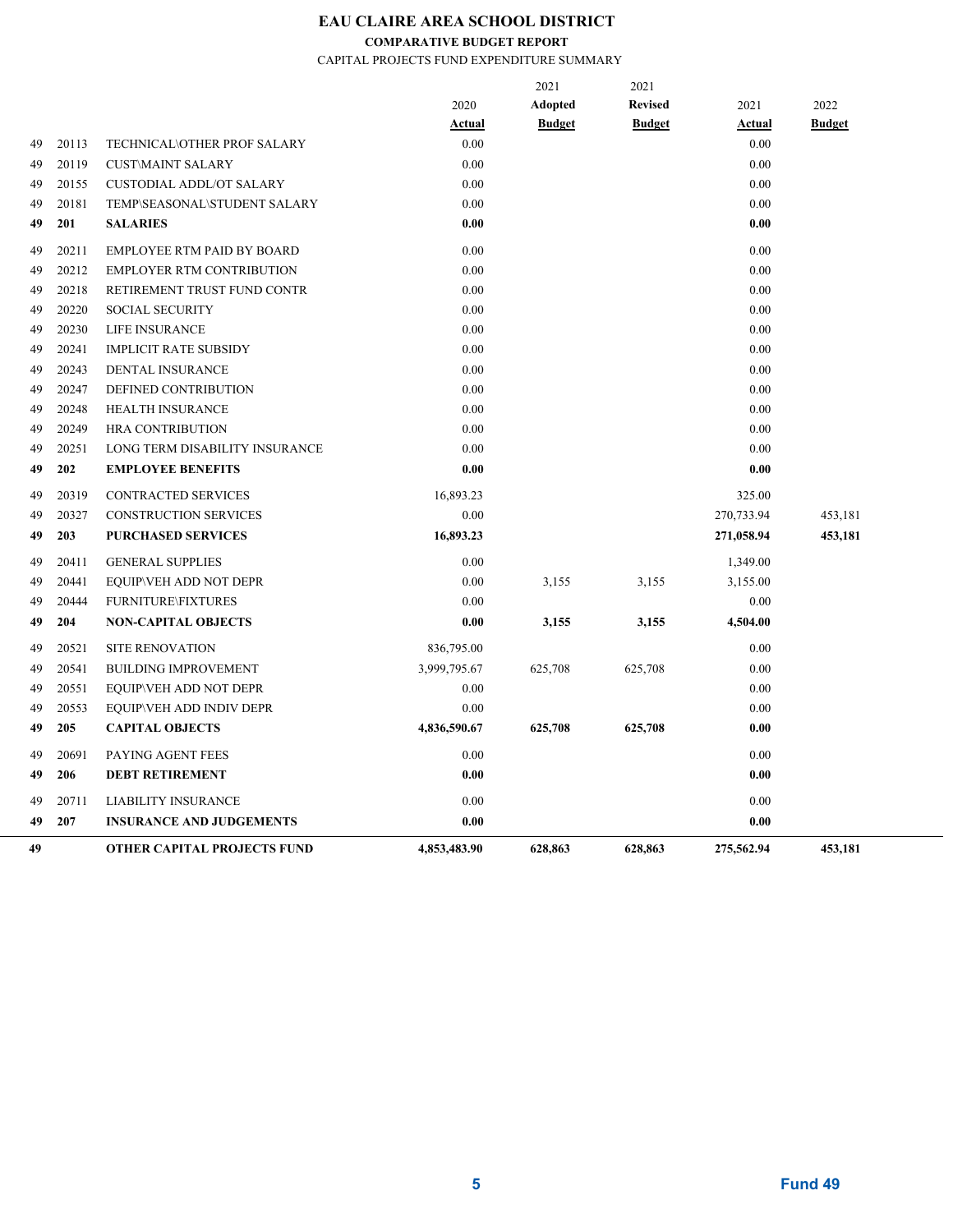**EAU CLAIRE AREA SCHOOL DISTRICT**

**COMPARATIVE BUDGET REPORT**

CAPITAL PROJECTS FUND EXPENDITURE SUMMARY

| | | | 2020 Actual | 2021 Adopted Budget | 2021 Revised Budget | 2021 Actual | 2022 Budget |
|---|---|---|---|---|---|---|---|
| 49 | 20113 | TECHNICAL\OTHER PROF SALARY | 0.00 | | | 0.00 | |
| 49 | 20119 | CUST\MAINT SALARY | 0.00 | | | 0.00 | |
| 49 | 20155 | CUSTODIAL ADDL/OT SALARY | 0.00 | | | 0.00 | |
| 49 | 20181 | TEMP\SEASONAL\STUDENT SALARY | 0.00 | | | 0.00 | |
| **49** | **201** | **SALARIES** | **0.00** | | | **0.00** | |
| 49 | 20211 | EMPLOYEE RTM PAID BY BOARD | 0.00 | | | 0.00 | |
| 49 | 20212 | EMPLOYER RTM CONTRIBUTION | 0.00 | | | 0.00 | |
| 49 | 20218 | RETIREMENT TRUST FUND CONTR | 0.00 | | | 0.00 | |
| 49 | 20220 | SOCIAL SECURITY | 0.00 | | | 0.00 | |
| 49 | 20230 | LIFE INSURANCE | 0.00 | | | 0.00 | |
| 49 | 20241 | IMPLICIT RATE SUBSIDY | 0.00 | | | 0.00 | |
| 49 | 20243 | DENTAL INSURANCE | 0.00 | | | 0.00 | |
| 49 | 20247 | DEFINED CONTRIBUTION | 0.00 | | | 0.00 | |
| 49 | 20248 | HEALTH INSURANCE | 0.00 | | | 0.00 | |
| 49 | 20249 | HRA CONTRIBUTION | 0.00 | | | 0.00 | |
| 49 | 20251 | LONG TERM DISABILITY INSURANCE | 0.00 | | | 0.00 | |
| **49** | **202** | **EMPLOYEE BENEFITS** | **0.00** | | | **0.00** | |
| 49 | 20319 | CONTRACTED SERVICES | 16,893.23 | | | 325.00 | |
| 49 | 20327 | CONSTRUCTION SERVICES | 0.00 | | | 270,733.94 | 453,181 |
| **49** | **203** | **PURCHASED SERVICES** | **16,893.23** | | | **271,058.94** | **453,181** |
| 49 | 20411 | GENERAL SUPPLIES | 0.00 | | | 1,349.00 | |
| 49 | 20441 | EQUIP\VEH ADD NOT DEPR | 0.00 | 3,155 | 3,155 | 3,155.00 | |
| 49 | 20444 | FURNITURE\FIXTURES | 0.00 | | | 0.00 | |
| **49** | **204** | **NON-CAPITAL OBJECTS** | **0.00** | **3,155** | **3,155** | **4,504.00** | |
| 49 | 20521 | SITE RENOVATION | 836,795.00 | | | 0.00 | |
| 49 | 20541 | BUILDING IMPROVEMENT | 3,999,795.67 | 625,708 | 625,708 | 0.00 | |
| 49 | 20551 | EQUIP\VEH ADD NOT DEPR | 0.00 | | | 0.00 | |
| 49 | 20553 | EQUIP\VEH ADD INDIV DEPR | 0.00 | | | 0.00 | |
| **49** | **205** | **CAPITAL OBJECTS** | **4,836,590.67** | **625,708** | **625,708** | **0.00** | |
| 49 | 20691 | PAYING AGENT FEES | 0.00 | | | 0.00 | |
| **49** | **206** | **DEBT RETIREMENT** | **0.00** | | | **0.00** | |
| 49 | 20711 | LIABILITY INSURANCE | 0.00 | | | 0.00 | |
| **49** | **207** | **INSURANCE AND JUDGEMENTS** | **0.00** | | | **0.00** | |
| **49** | | **OTHER CAPITAL PROJECTS FUND** | **4,853,483.90** | **628,863** | **628,863** | **275,562.94** | **453,181** |

**Fund 49**